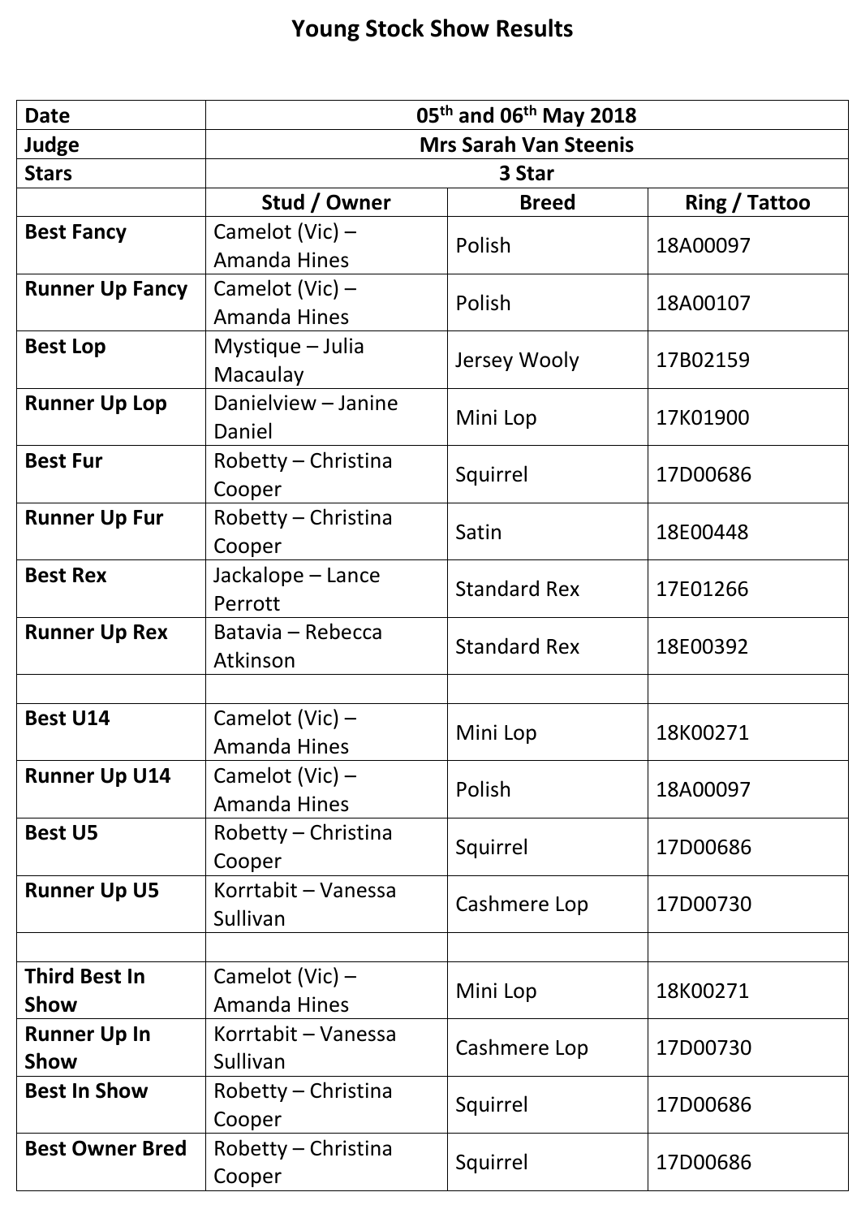# Young Stock Show Results

| | | | |
|---|---|---|---|
| **Date** | **05th and 06th May 2018** | | |
| **Judge** | **Mrs Sarah Van Steenis** | | |
| **Stars** | **3 Star** | | |
| | **Stud / Owner** | **Breed** | **Ring / Tattoo** |
| **Best Fancy** | Camelot (Vic) – Amanda Hines | Polish | 18A00097 |
| **Runner Up Fancy** | Camelot (Vic) – Amanda Hines | Polish | 18A00107 |
| **Best Lop** | Mystique – Julia Macaulay | Jersey Wooly | 17B02159 |
| **Runner Up Lop** | Danielview – Janine Daniel | Mini Lop | 17K01900 |
| **Best Fur** | Robetty – Christina Cooper | Squirrel | 17D00686 |
| **Runner Up Fur** | Robetty – Christina Cooper | Satin | 18E00448 |
| **Best Rex** | Jackalope – Lance Perrott | Standard Rex | 17E01266 |
| **Runner Up Rex** | Batavia – Rebecca Atkinson | Standard Rex | 18E00392 |
| | | | |
| **Best U14** | Camelot (Vic) – Amanda Hines | Mini Lop | 18K00271 |
| **Runner Up U14** | Camelot (Vic) – Amanda Hines | Polish | 18A00097 |
| **Best U5** | Robetty – Christina Cooper | Squirrel | 17D00686 |
| **Runner Up U5** | Korrtabit – Vanessa Sullivan | Cashmere Lop | 17D00730 |
| | | | |
| **Third Best In Show** | Camelot (Vic) – Amanda Hines | Mini Lop | 18K00271 |
| **Runner Up In Show** | Korrtabit – Vanessa Sullivan | Cashmere Lop | 17D00730 |
| **Best In Show** | Robetty – Christina Cooper | Squirrel | 17D00686 |
| **Best Owner Bred** | Robetty – Christina Cooper | Squirrel | 17D00686 |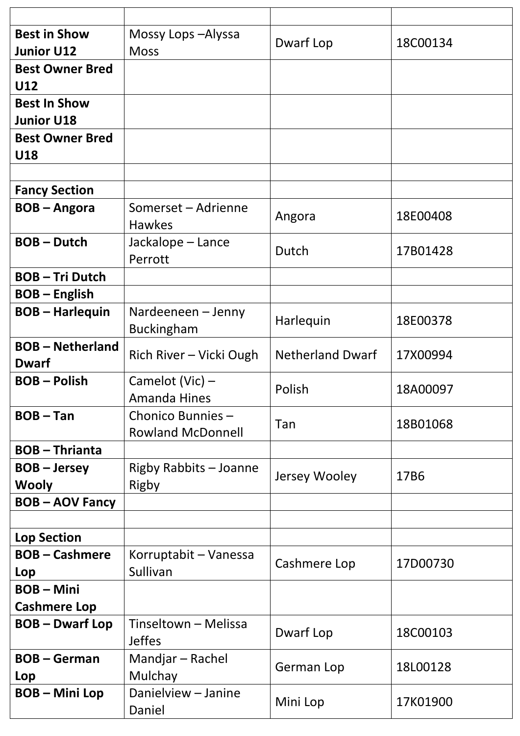| | | | |
|---|---|---|---|
| | | | |
| **Best in Show Junior U12** | Mossy Lops –Alyssa Moss | Dwarf Lop | 18C00134 |
| **Best Owner Bred U12** | | | |
| **Best In Show Junior U18** | | | |
| **Best Owner Bred U18** | | | |
| | | | |
| **Fancy Section** | | | |
| **BOB – Angora** | Somerset – Adrienne Hawkes | Angora | 18E00408 |
| **BOB – Dutch** | Jackalope – Lance Perrott | Dutch | 17B01428 |
| **BOB – Tri Dutch** | | | |
| **BOB – English** | | | |
| **BOB – Harlequin** | Nardeeneen – Jenny Buckingham | Harlequin | 18E00378 |
| **BOB – Netherland Dwarf** | Rich River – Vicki Ough | Netherland Dwarf | 17X00994 |
| **BOB – Polish** | Camelot (Vic) – Amanda Hines | Polish | 18A00097 |
| **BOB – Tan** | Chonico Bunnies – Rowland McDonnell | Tan | 18B01068 |
| **BOB – Thrianta** | | | |
| **BOB – Jersey Wooly** | Rigby Rabbits – Joanne Rigby | Jersey Wooley | 17B6 |
| **BOB – AOV Fancy** | | | |
| | | | |
| **Lop Section** | | | |
| **BOB – Cashmere Lop** | Korruptabit – Vanessa Sullivan | Cashmere Lop | 17D00730 |
| **BOB – Mini Cashmere Lop** | | | |
| **BOB – Dwarf Lop** | Tinseltown – Melissa Jeffes | Dwarf Lop | 18C00103 |
| **BOB – German Lop** | Mandjar – Rachel Mulchay | German Lop | 18L00128 |
| **BOB – Mini Lop** | Danielview – Janine Daniel | Mini Lop | 17K01900 |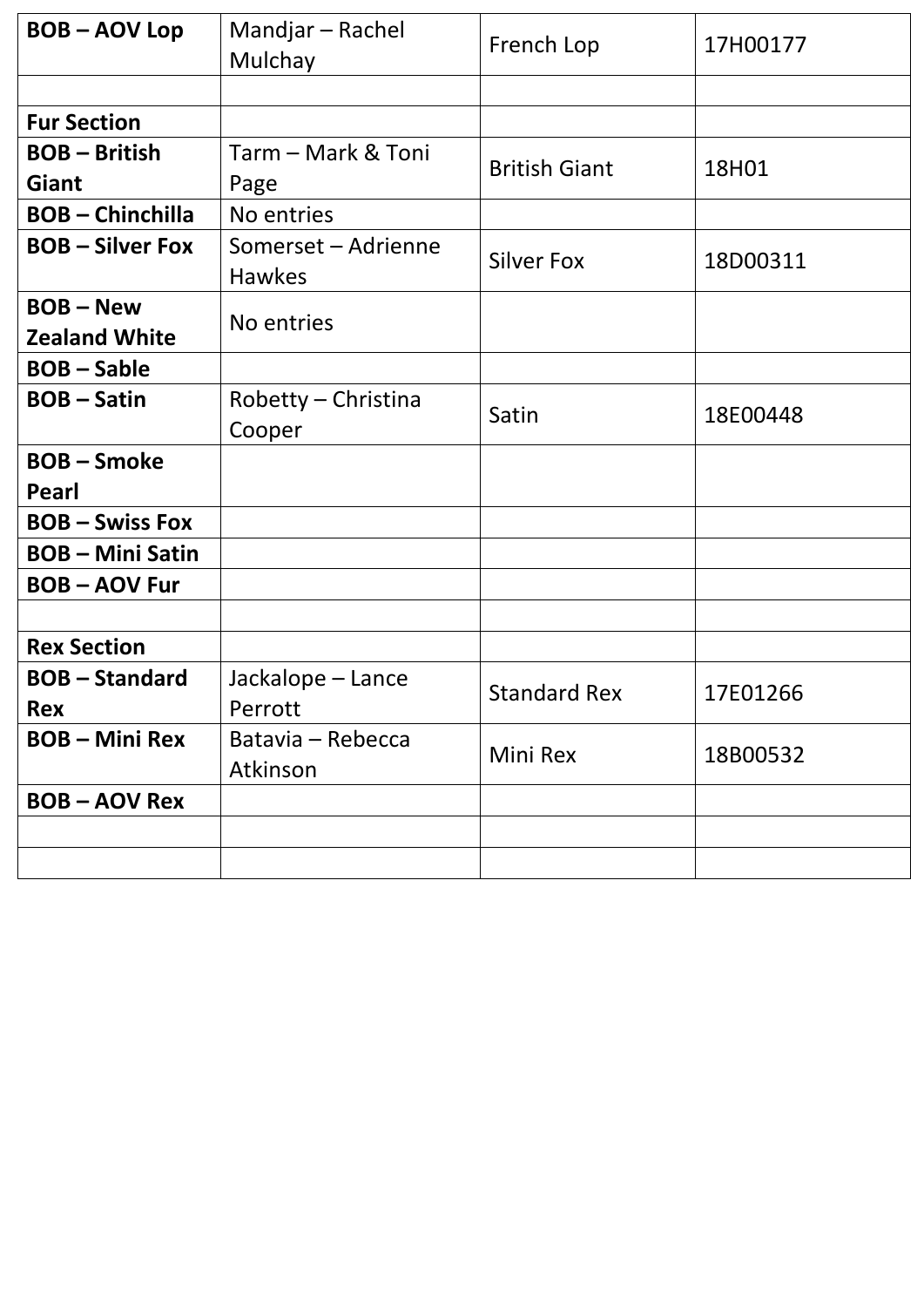| | | | |
|---|---|---|---|
| **BOB – AOV Lop** | Mandjar – Rachel Mulchay | French Lop | 17H00177 |
| | | | |
| **Fur Section** | | | |
| **BOB – British Giant** | Tarm – Mark & Toni Page | British Giant | 18H01 |
| **BOB – Chinchilla** | No entries | | |
| **BOB – Silver Fox** | Somerset – Adrienne Hawkes | Silver Fox | 18D00311 |
| **BOB – New Zealand White** | No entries | | |
| **BOB – Sable** | | | |
| **BOB – Satin** | Robetty – Christina Cooper | Satin | 18E00448 |
| **BOB – Smoke Pearl** | | | |
| **BOB – Swiss Fox** | | | |
| **BOB – Mini Satin** | | | |
| **BOB – AOV Fur** | | | |
| | | | |
| **Rex Section** | | | |
| **BOB – Standard Rex** | Jackalope – Lance Perrott | Standard Rex | 17E01266 |
| **BOB – Mini Rex** | Batavia – Rebecca Atkinson | Mini Rex | 18B00532 |
| **BOB – AOV Rex** | | | |
| | | | |
| | | | |